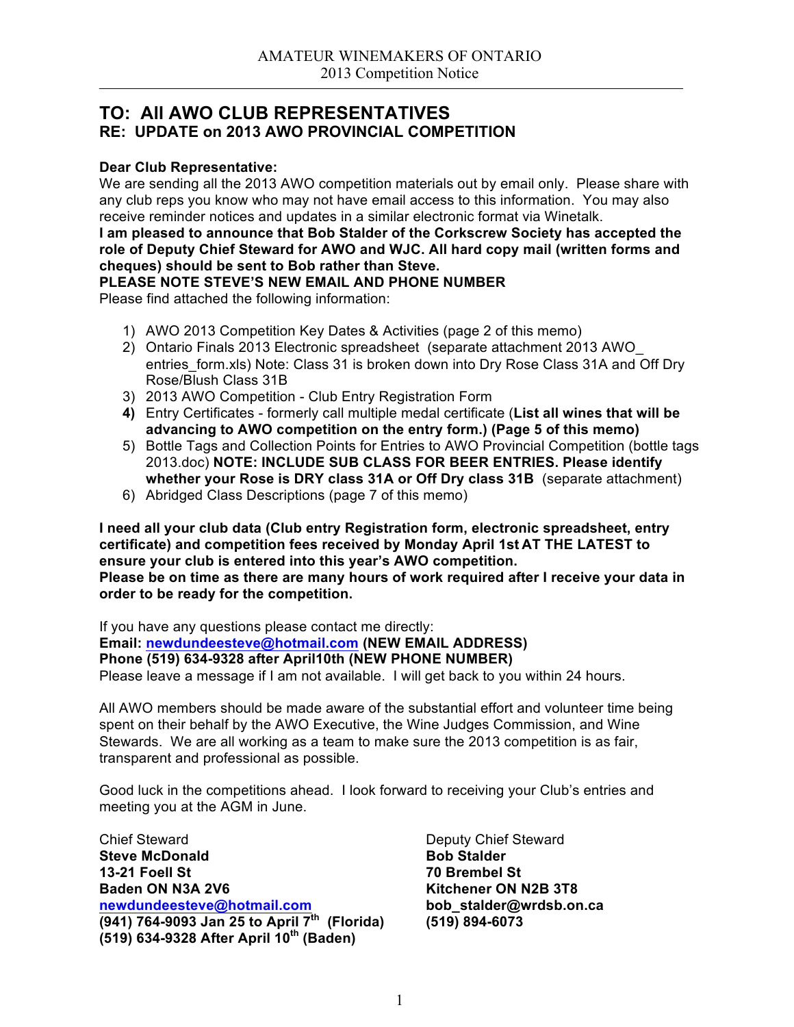AMATEUR WINEMAKERS OF ONTARIO
2013 Competition Notice

# TO: All AWO CLUB REPRESENTATIVES
## RE: UPDATE on 2013 AWO PROVINCIAL COMPETITION

**Dear Club Representative:**

We are sending all the 2013 AWO competition materials out by email only. Please share with any club reps you know who may not have email access to this information. You may also receive reminder notices and updates in a similar electronic format via Winetalk.

**I am pleased to announce that Bob Stalder of the Corkscrew Society has accepted the role of Deputy Chief Steward for AWO and WJC. All hard copy mail (written forms and cheques) should be sent to Bob rather than Steve.**

**PLEASE NOTE STEVE'S NEW EMAIL AND PHONE NUMBER**

Please find attached the following information:

1) AWO 2013 Competition Key Dates & Activities (page 2 of this memo)
2) Ontario Finals 2013 Electronic spreadsheet (separate attachment 2013 AWO_ entries_form.xls) Note: Class 31 is broken down into Dry Rose Class 31A and Off Dry Rose/Blush Class 31B
3) 2013 AWO Competition - Club Entry Registration Form
4) Entry Certificates - formerly call multiple medal certificate (**List all wines that will be advancing to AWO competition on the entry form.) (Page 5 of this memo)**
5) Bottle Tags and Collection Points for Entries to AWO Provincial Competition (bottle tags 2013.doc) **NOTE: INCLUDE SUB CLASS FOR BEER ENTRIES. Please identify whether your Rose is DRY class 31A or Off Dry class 31B** (separate attachment)
6) Abridged Class Descriptions (page 7 of this memo)

**I need all your club data (Club entry Registration form, electronic spreadsheet, entry certificate) and competition fees received by Monday April 1st AT THE LATEST to ensure your club is entered into this year's AWO competition.**

**Please be on time as there are many hours of work required after I receive your data in order to be ready for the competition.**

If you have any questions please contact me directly:

**Email: newdundeesteve@hotmail.com (NEW EMAIL ADDRESS)**

**Phone (519) 634-9328 after April10th (NEW PHONE NUMBER)**

Please leave a message if I am not available. I will get back to you within 24 hours.

All AWO members should be made aware of the substantial effort and volunteer time being spent on their behalf by the AWO Executive, the Wine Judges Commission, and Wine Stewards. We are all working as a team to make sure the 2013 competition is as fair, transparent and professional as possible.

Good luck in the competitions ahead. I look forward to receiving your Club's entries and meeting you at the AGM in June.

Chief Steward
**Steve McDonald**
**13-21 Foell St**
**Baden ON N3A 2V6**
**newdundeesteve@hotmail.com**
**(941) 764-9093 Jan 25 to April 7th (Florida)**
**(519) 634-9328 After April 10th (Baden)**

Deputy Chief Steward
**Bob Stalder**
**70 Brembel St**
**Kitchener ON N2B 3T8**
**bob_stalder@wrdsb.on.ca**
**(519) 894-6073**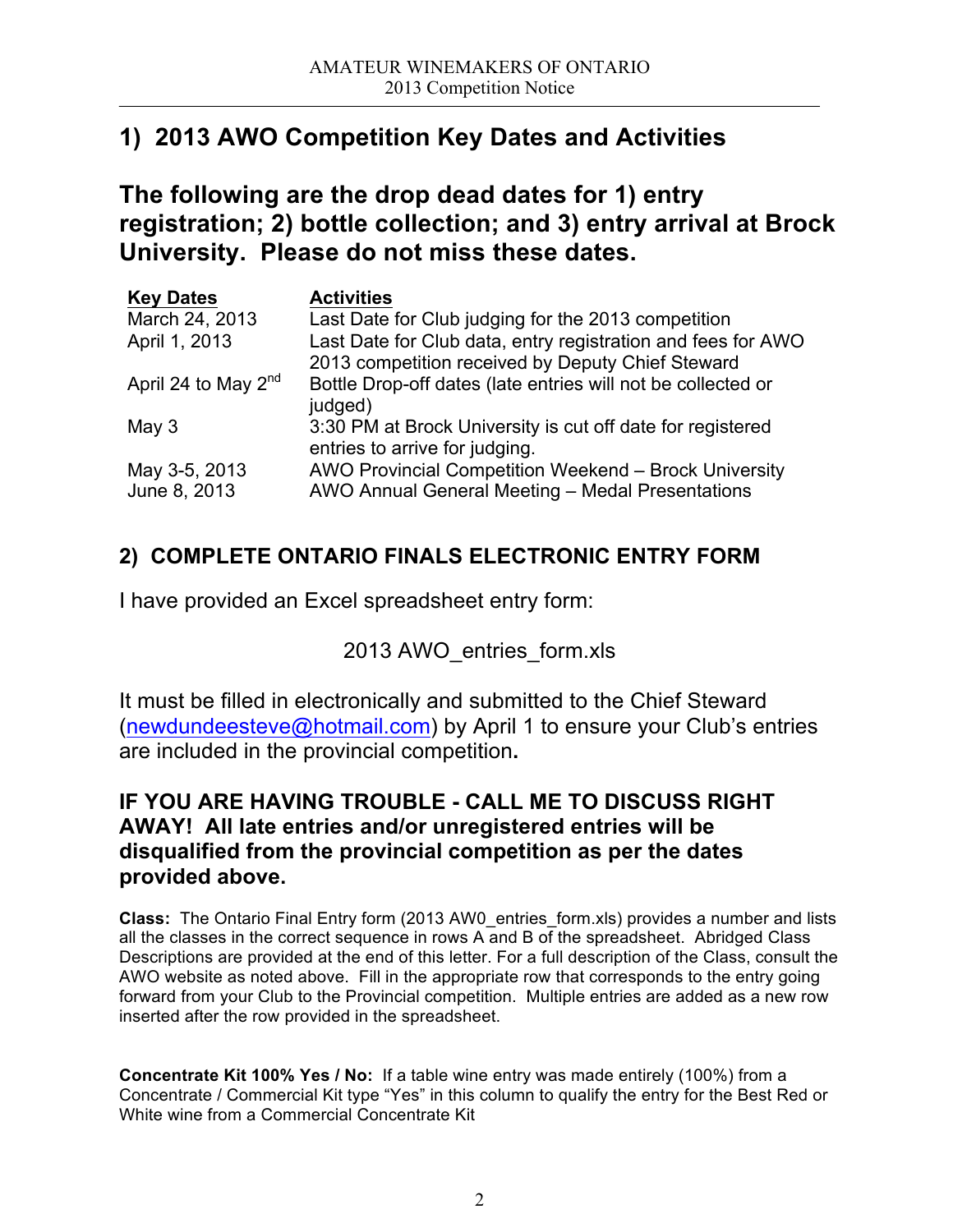## 1) 2013 AWO Competition Key Dates and Activities

## The following are the drop dead dates for 1) entry registration; 2) bottle collection; and 3) entry arrival at Brock University. Please do not miss these dates.

| Key Dates | Activities |
|---|---|
| March 24, 2013 | Last Date for Club judging for the 2013 competition |
| April 1, 2013 | Last Date for Club data, entry registration and fees for AWO 2013 competition received by Deputy Chief Steward |
| April 24 to May 2nd | Bottle Drop-off dates (late entries will not be collected or judged) |
| May 3 | 3:30 PM at Brock University is cut off date for registered entries to arrive for judging. |
| May 3-5, 2013 | AWO Provincial Competition Weekend – Brock University |
| June 8, 2013 | AWO Annual General Meeting – Medal Presentations |

## 2) COMPLETE ONTARIO FINALS ELECTRONIC ENTRY FORM

I have provided an Excel spreadsheet entry form:

2013 AWO_entries_form.xls

It must be filled in electronically and submitted to the Chief Steward (newdundeesteve@hotmail.com) by April 1 to ensure your Club's entries are included in the provincial competition**.**

### IF YOU ARE HAVING TROUBLE - CALL ME TO DISCUSS RIGHT AWAY! All late entries and/or unregistered entries will be disqualified from the provincial competition as per the dates provided above.

**Class:** The Ontario Final Entry form (2013 AW0_entries_form.xls) provides a number and lists all the classes in the correct sequence in rows A and B of the spreadsheet. Abridged Class Descriptions are provided at the end of this letter. For a full description of the Class, consult the AWO website as noted above. Fill in the appropriate row that corresponds to the entry going forward from your Club to the Provincial competition. Multiple entries are added as a new row inserted after the row provided in the spreadsheet.

**Concentrate Kit 100% Yes / No:** If a table wine entry was made entirely (100%) from a Concentrate / Commercial Kit type "Yes" in this column to qualify the entry for the Best Red or White wine from a Commercial Concentrate Kit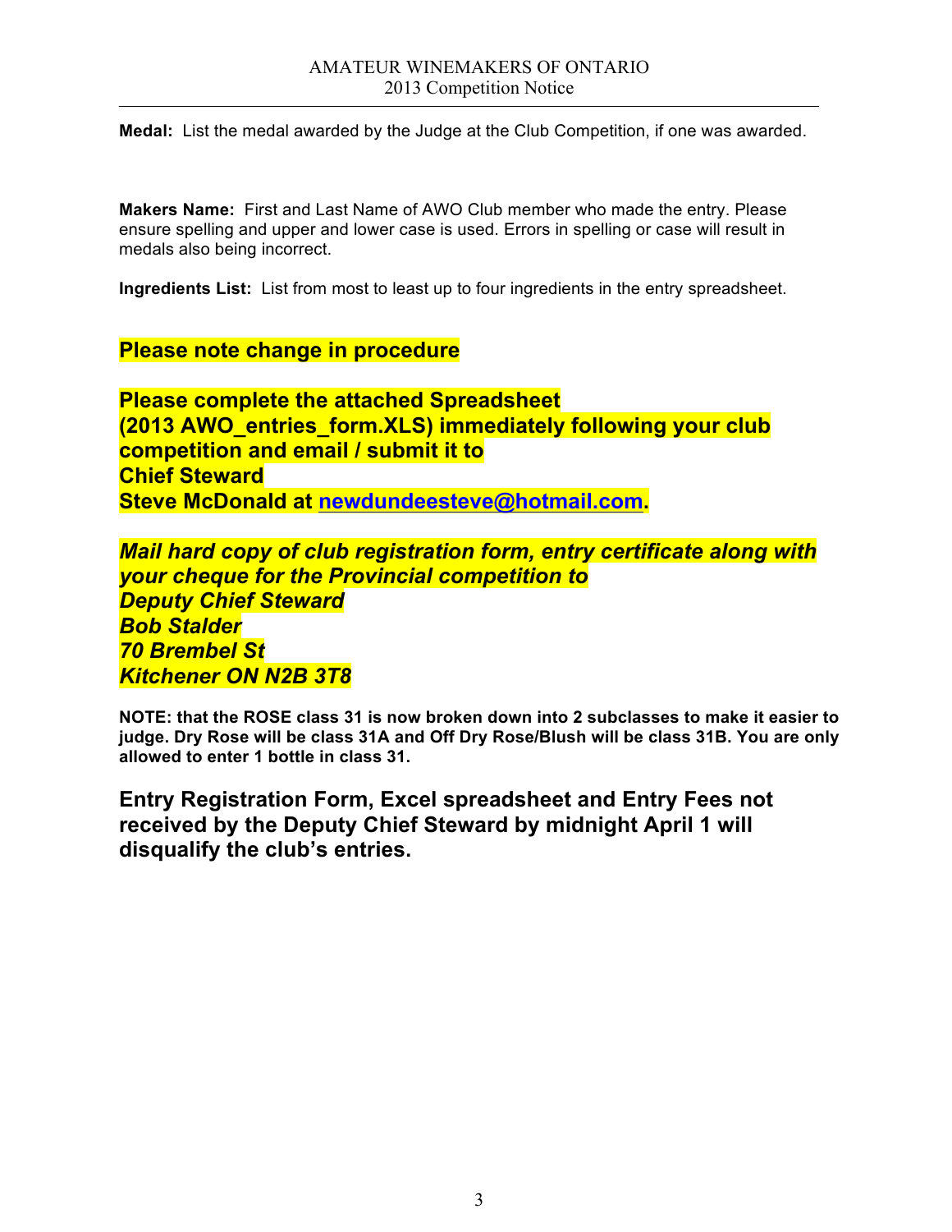**Medal:** List the medal awarded by the Judge at the Club Competition, if one was awarded.

**Makers Name:** First and Last Name of AWO Club member who made the entry. Please ensure spelling and upper and lower case is used. Errors in spelling or case will result in medals also being incorrect.

**Ingredients List:** List from most to least up to four ingredients in the entry spreadsheet.

**Please note change in procedure**

**Please complete the attached Spreadsheet (2013 AWO_entries_form.XLS) immediately following your club competition and email / submit it to**
**Chief Steward**
**Steve McDonald at newdundeesteve@hotmail.com.**

***Mail hard copy of club registration form, entry certificate along with your cheque for the Provincial competition to***
***Deputy Chief Steward***
***Bob Stalder***
***70 Brembel St***
***Kitchener ON N2B 3T8***

**NOTE: that the ROSE class 31 is now broken down into 2 subclasses to make it easier to judge. Dry Rose will be class 31A and Off Dry Rose/Blush will be class 31B. You are only allowed to enter 1 bottle in class 31.**

**Entry Registration Form, Excel spreadsheet and Entry Fees not received by the Deputy Chief Steward by midnight April 1 will disqualify the club's entries.**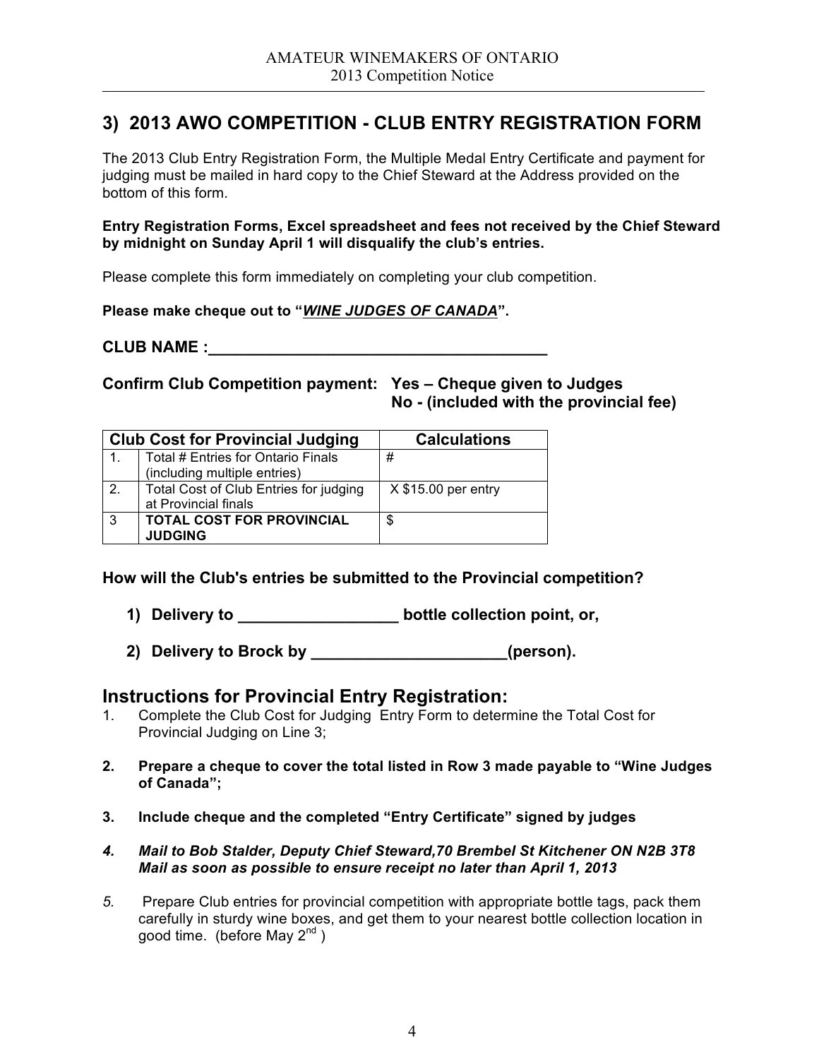## 3) 2013 AWO COMPETITION - CLUB ENTRY REGISTRATION FORM

The 2013 Club Entry Registration Form, the Multiple Medal Entry Certificate and payment for judging must be mailed in hard copy to the Chief Steward at the Address provided on the bottom of this form.

**Entry Registration Forms, Excel spreadsheet and fees not received by the Chief Steward by midnight on Sunday April 1 will disqualify the club's entries.**

Please complete this form immediately on completing your club competition.

**Please make cheque out to "*WINE JUDGES OF CANADA*".**

**CLUB NAME :_______________________________________**

**Confirm Club Competition payment: Yes – Cheque given to Judges**
**No - (included with the provincial fee)**

| Club Cost for Provincial Judging | | Calculations |
|---|---|---|
| 1. | Total # Entries for Ontario Finals (including multiple entries) | # |
| 2. | Total Cost of Club Entries for judging at Provincial finals | X $15.00 per entry |
| 3 | **TOTAL COST FOR PROVINCIAL JUDGING** | $ |

**How will the Club's entries be submitted to the Provincial competition?**

1) **Delivery to __________________ bottle collection point, or,**

2) **Delivery to Brock by ______________________(person).**

## Instructions for Provincial Entry Registration:

1. Complete the Club Cost for Judging Entry Form to determine the Total Cost for Provincial Judging on Line 3;
2. **Prepare a cheque to cover the total listed in Row 3 made payable to "Wine Judges of Canada";**
3. **Include cheque and the completed "Entry Certificate" signed by judges**
4. ***Mail to Bob Stalder, Deputy Chief Steward,70 Brembel St Kitchener ON N2B 3T8 Mail as soon as possible to ensure receipt no later than April 1, 2013***
5. Prepare Club entries for provincial competition with appropriate bottle tags, pack them carefully in sturdy wine boxes, and get them to your nearest bottle collection location in good time. (before May 2nd )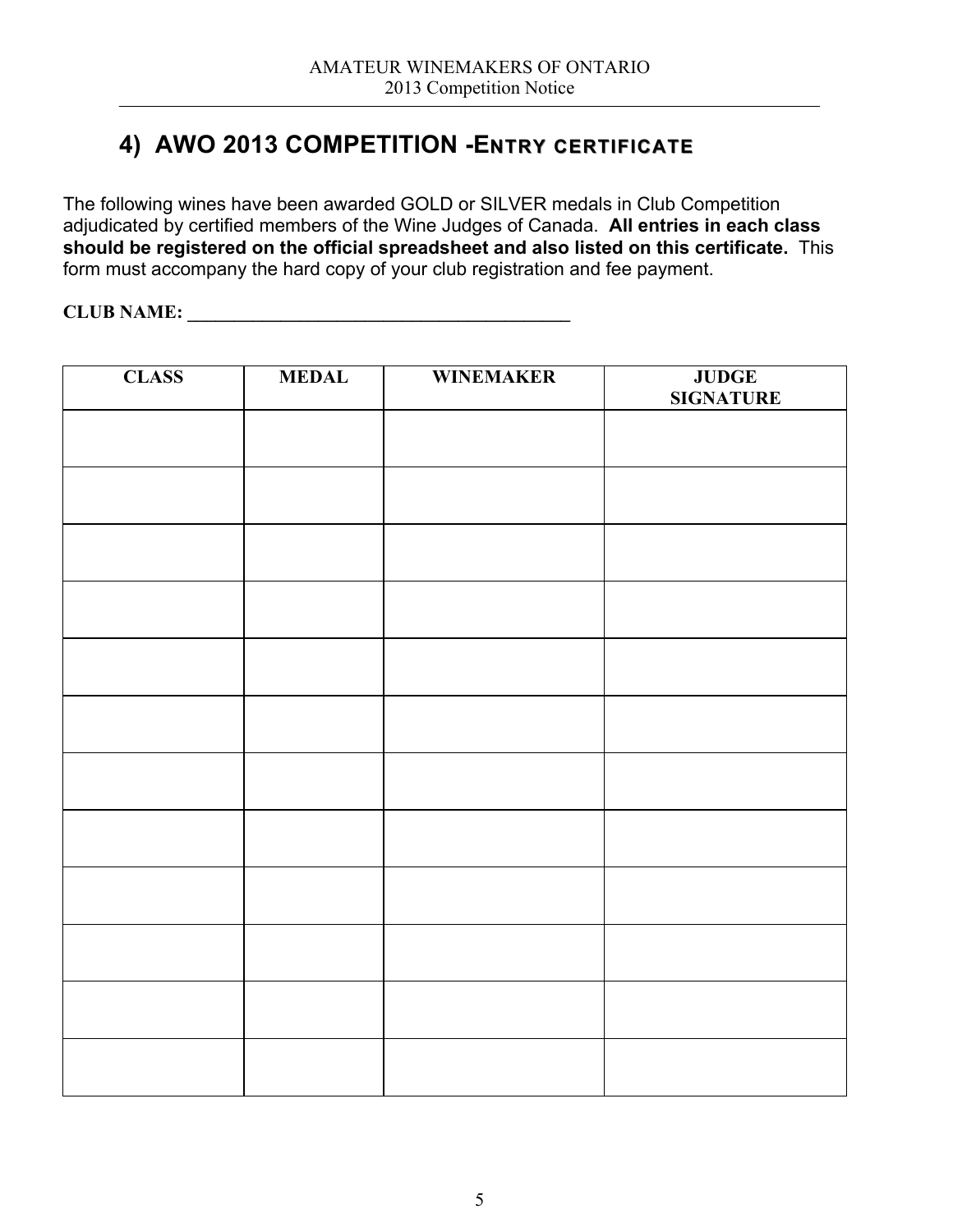## 4) AWO 2013 COMPETITION -ENTRY CERTIFICATE

The following wines have been awarded GOLD or SILVER medals in Club Competition adjudicated by certified members of the Wine Judges of Canada. **All entries in each class should be registered on the official spreadsheet and also listed on this certificate.** This form must accompany the hard copy of your club registration and fee payment.

**CLUB NAME: ________________________________________**

| CLASS | MEDAL | WINEMAKER | JUDGE SIGNATURE |
|---|---|---|---|
| | | | |
| | | | |
| | | | |
| | | | |
| | | | |
| | | | |
| | | | |
| | | | |
| | | | |
| | | | |
| | | | |
| | | | |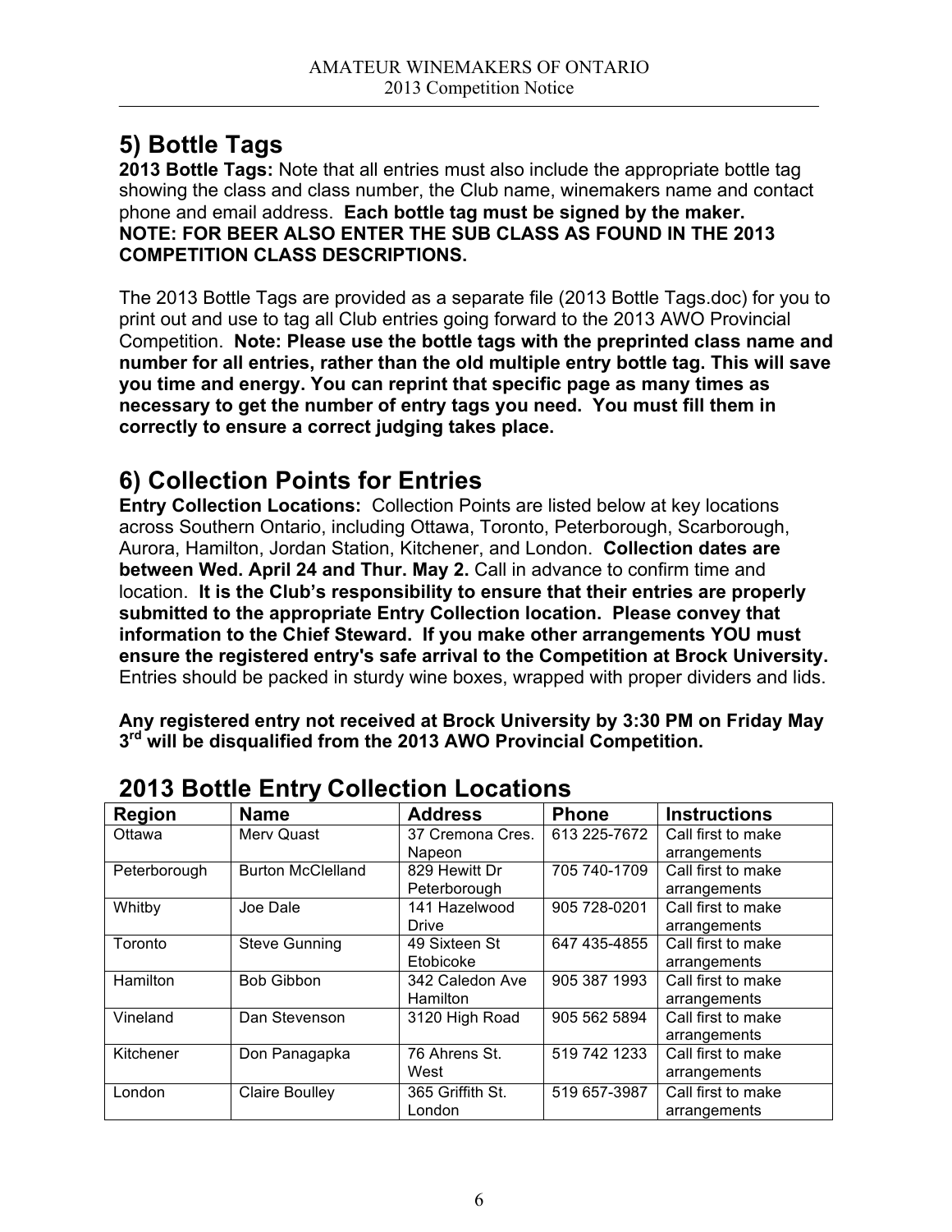## 5) Bottle Tags

**2013 Bottle Tags:** Note that all entries must also include the appropriate bottle tag showing the class and class number, the Club name, winemakers name and contact phone and email address. **Each bottle tag must be signed by the maker. NOTE: FOR BEER ALSO ENTER THE SUB CLASS AS FOUND IN THE 2013 COMPETITION CLASS DESCRIPTIONS.**

The 2013 Bottle Tags are provided as a separate file (2013 Bottle Tags.doc) for you to print out and use to tag all Club entries going forward to the 2013 AWO Provincial Competition. **Note: Please use the bottle tags with the preprinted class name and number for all entries, rather than the old multiple entry bottle tag. This will save you time and energy. You can reprint that specific page as many times as necessary to get the number of entry tags you need. You must fill them in correctly to ensure a correct judging takes place.**

## 6) Collection Points for Entries

**Entry Collection Locations:** Collection Points are listed below at key locations across Southern Ontario, including Ottawa, Toronto, Peterborough, Scarborough, Aurora, Hamilton, Jordan Station, Kitchener, and London. **Collection dates are between Wed. April 24 and Thur. May 2.** Call in advance to confirm time and location. **It is the Club's responsibility to ensure that their entries are properly submitted to the appropriate Entry Collection location. Please convey that information to the Chief Steward. If you make other arrangements YOU must ensure the registered entry's safe arrival to the Competition at Brock University.** Entries should be packed in sturdy wine boxes, wrapped with proper dividers and lids.

**Any registered entry not received at Brock University by 3:30 PM on Friday May 3rd will be disqualified from the 2013 AWO Provincial Competition.**

## 2013 Bottle Entry Collection Locations

| Region | Name | Address | Phone | Instructions |
|---|---|---|---|---|
| Ottawa | Merv Quast | 37 Cremona Cres. Napeon | 613 225-7672 | Call first to make arrangements |
| Peterborough | Burton McClelland | 829 Hewitt Dr Peterborough | 705 740-1709 | Call first to make arrangements |
| Whitby | Joe Dale | 141 Hazelwood Drive | 905 728-0201 | Call first to make arrangements |
| Toronto | Steve Gunning | 49 Sixteen St Etobicoke | 647 435-4855 | Call first to make arrangements |
| Hamilton | Bob Gibbon | 342 Caledon Ave Hamilton | 905 387 1993 | Call first to make arrangements |
| Vineland | Dan Stevenson | 3120 High Road | 905 562 5894 | Call first to make arrangements |
| Kitchener | Don Panagapka | 76 Ahrens St. West | 519 742 1233 | Call first to make arrangements |
| London | Claire Boulley | 365 Griffith St. London | 519 657-3987 | Call first to make arrangements |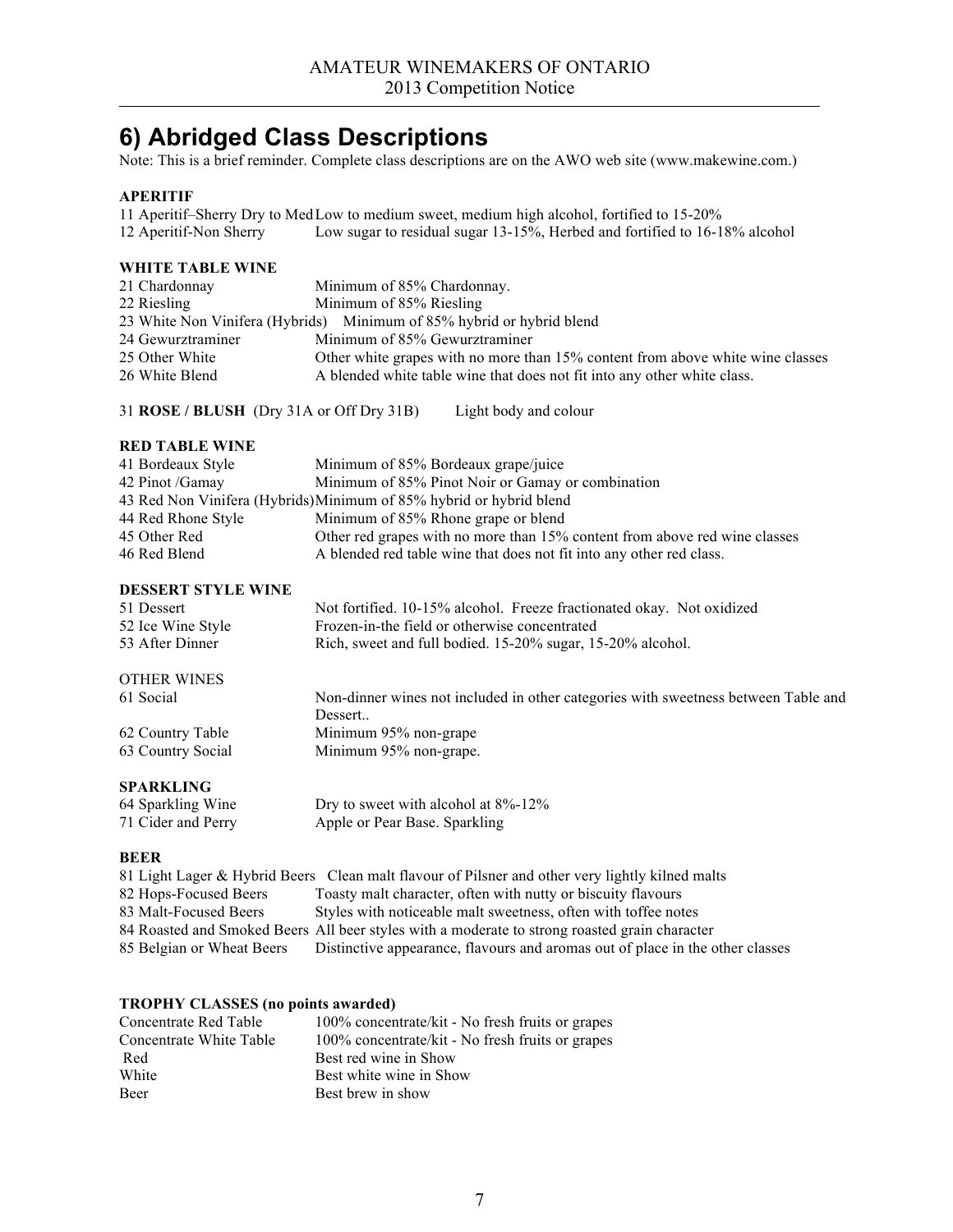## 6) Abridged Class Descriptions

Note: This is a brief reminder. Complete class descriptions are on the AWO web site (www.makewine.com.)

**APERITIF**

| | |
|---|---|
| 11 Aperitif–Sherry Dry to Med | Low to medium sweet, medium high alcohol, fortified to 15-20% |
| 12 Aperitif-Non Sherry | Low sugar to residual sugar 13-15%, Herbed and fortified to 16-18% alcohol |

**WHITE TABLE WINE**

| | |
|---|---|
| 21 Chardonnay | Minimum of 85% Chardonnay. |
| 22 Riesling | Minimum of 85% Riesling |
| 23 White Non Vinifera (Hybrids) | Minimum of 85% hybrid or hybrid blend |
| 24 Gewurztraminer | Minimum of 85% Gewurztraminer |
| 25 Other White | Other white grapes with no more than 15% content from above white wine classes |
| 26 White Blend | A blended white table wine that does not fit into any other white class. |

31 **ROSE / BLUSH** (Dry 31A or Off Dry 31B) Light body and colour

**RED TABLE WINE**

| | |
|---|---|
| 41 Bordeaux Style | Minimum of 85% Bordeaux grape/juice |
| 42 Pinot /Gamay | Minimum of 85% Pinot Noir or Gamay or combination |
| 43 Red Non Vinifera (Hybrids) | Minimum of 85% hybrid or hybrid blend |
| 44 Red Rhone Style | Minimum of 85% Rhone grape or blend |
| 45 Other Red | Other red grapes with no more than 15% content from above red wine classes |
| 46 Red Blend | A blended red table wine that does not fit into any other red class. |

**DESSERT STYLE WINE**

| | |
|---|---|
| 51 Dessert | Not fortified. 10-15% alcohol. Freeze fractionated okay. Not oxidized |
| 52 Ice Wine Style | Frozen-in-the field or otherwise concentrated |
| 53 After Dinner | Rich, sweet and full bodied. 15-20% sugar, 15-20% alcohol. |

OTHER WINES

| | |
|---|---|
| 61 Social | Non-dinner wines not included in other categories with sweetness between Table and Dessert.. |
| 62 Country Table | Minimum 95% non-grape |
| 63 Country Social | Minimum 95% non-grape. |

**SPARKLING**

| | |
|---|---|
| 64 Sparkling Wine | Dry to sweet with alcohol at 8%-12% |
| 71 Cider and Perry | Apple or Pear Base. Sparkling |

**BEER**

| | |
|---|---|
| 81 Light Lager & Hybrid Beers | Clean malt flavour of Pilsner and other very lightly kilned malts |
| 82 Hops-Focused Beers | Toasty malt character, often with nutty or biscuity flavours |
| 83 Malt-Focused Beers | Styles with noticeable malt sweetness, often with toffee notes |
| 84 Roasted and Smoked Beers | All beer styles with a moderate to strong roasted grain character |
| 85 Belgian or Wheat Beers | Distinctive appearance, flavours and aromas out of place in the other classes |

**TROPHY CLASSES (no points awarded)**

| | |
|---|---|
| Concentrate Red Table | 100% concentrate/kit - No fresh fruits or grapes |
| Concentrate White Table | 100% concentrate/kit - No fresh fruits or grapes |
| Red | Best red wine in Show |
| White | Best white wine in Show |
| Beer | Best brew in show |